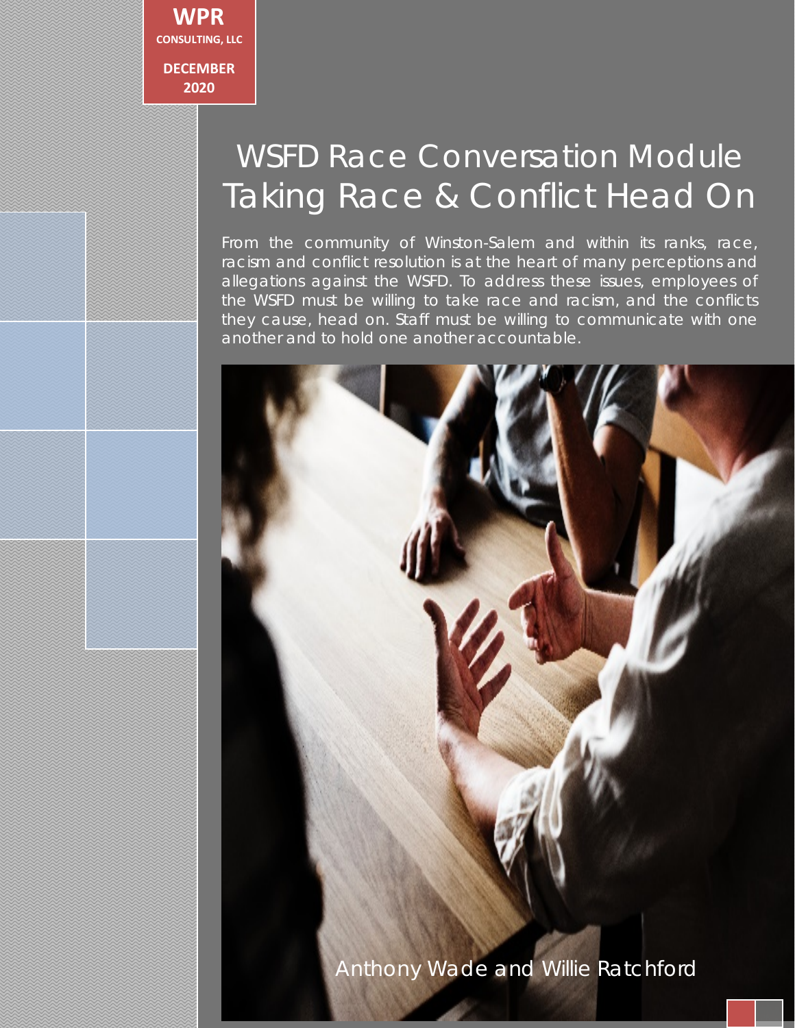**WPR**

**CONSULTING, LLC**

**DECEMBER 2020**

# WSFD Race Conversation Module Taking Race & Conflict Head On

From the community of Winston-Salem and within its ranks, race, racism and conflict resolution is at the heart of many perceptions and allegations against the WSFD. To address these issues, employees of the WSFD must be willing to take race and racism, and the conflicts they cause, head on. Staff must be willing to communicate with one another and to hold one another accountable.

Anthony Wade and Willie Ratchford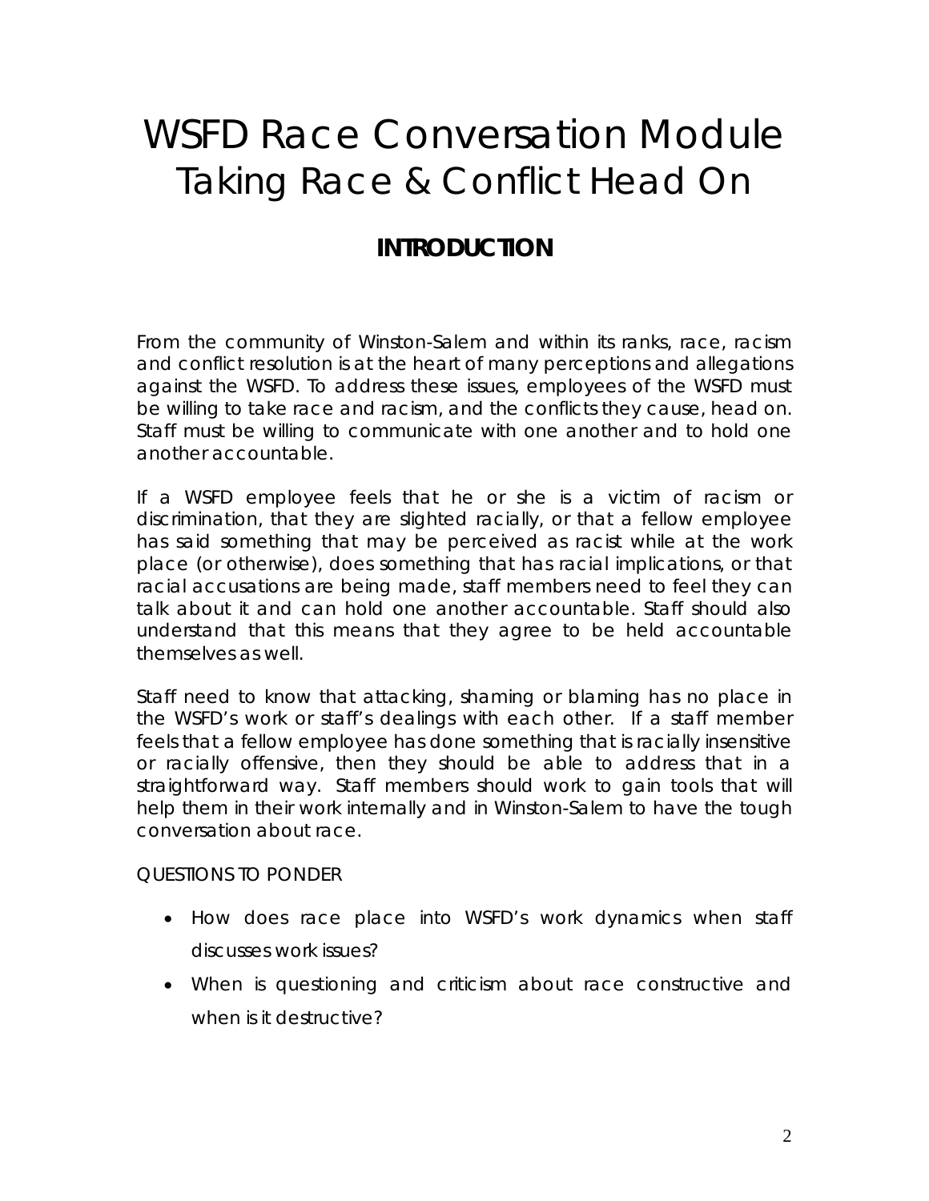# WSFD Race Conversation Module
# Taking Race & Conflict Head On

## INTRODUCTION

From the community of Winston-Salem and within its ranks, race, racism and conflict resolution is at the heart of many perceptions and allegations against the WSFD. To address these issues, employees of the WSFD must be willing to take race and racism, and the conflicts they cause, head on. Staff must be willing to communicate with one another and to hold one another accountable.

If a WSFD employee feels that he or she is a victim of racism or discrimination, that they are slighted racially, or that a fellow employee has said something that may be perceived as racist while at the work place (or otherwise), does something that has racial implications, or that racial accusations are being made, staff members need to feel they can talk about it and can hold one another accountable. Staff should also understand that this means that they agree to be held accountable themselves as well.

Staff need to know that attacking, shaming or blaming has no place in the WSFD's work or staff's dealings with each other. If a staff member feels that a fellow employee has done something that is racially insensitive or racially offensive, then they should be able to address that in a straightforward way. Staff members should work to gain tools that will help them in their work internally and in Winston-Salem to have the tough conversation about race.

QUESTIONS TO PONDER

- How does race place into WSFD's work dynamics when staff discusses work issues?
- When is questioning and criticism about race constructive and when is it destructive?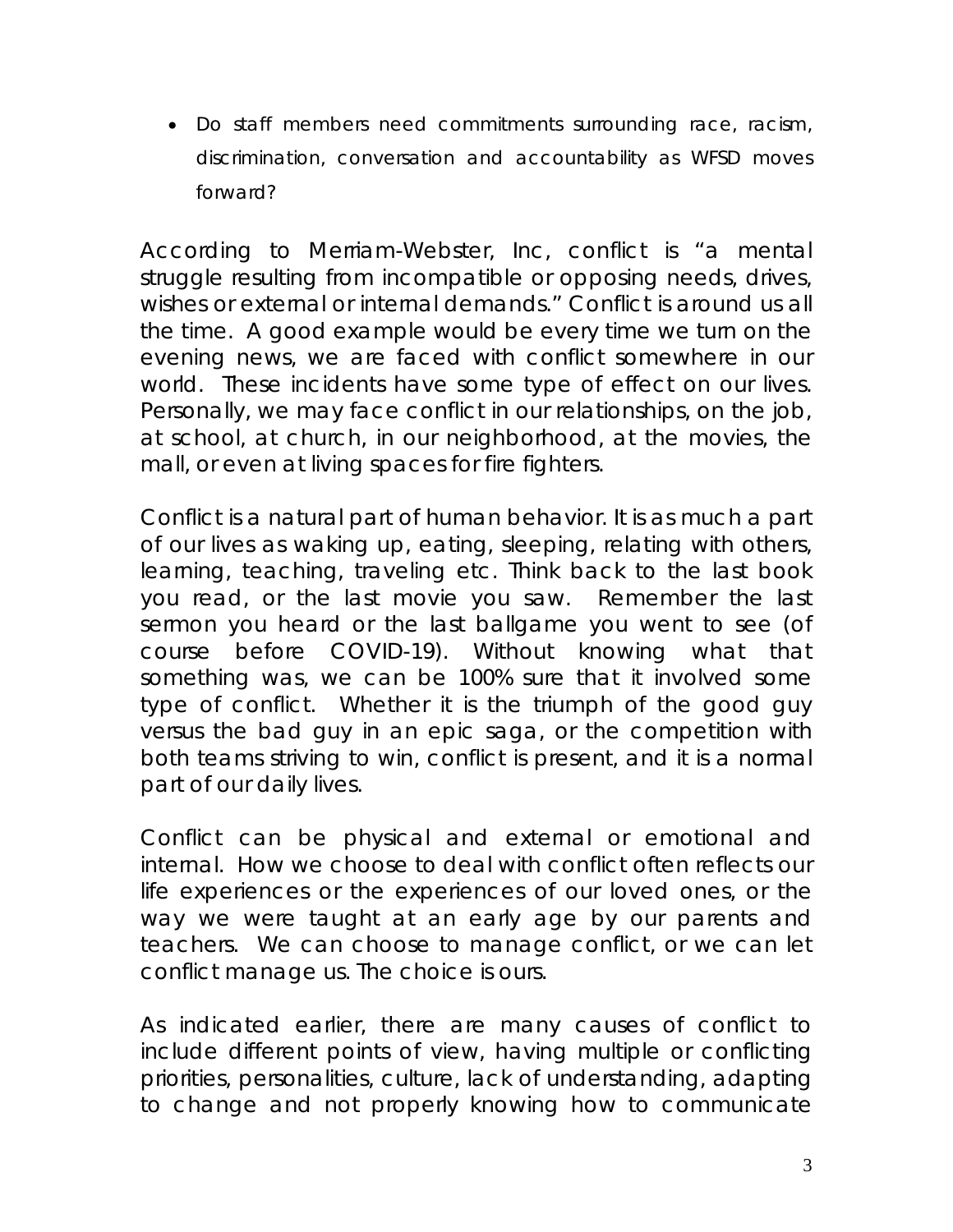- Do staff members need commitments surrounding race, racism, discrimination, conversation and accountability as WFSD moves forward?

According to Merriam-Webster, Inc, conflict is "a mental struggle resulting from incompatible or opposing needs, drives, wishes or external or internal demands." Conflict is around us all the time. A good example would be every time we turn on the evening news, we are faced with conflict somewhere in our world. These incidents have some type of effect on our lives. Personally, we may face conflict in our relationships, on the job, at school, at church, in our neighborhood, at the movies, the mall, or even at living spaces for fire fighters.

Conflict is a natural part of human behavior. It is as much a part of our lives as waking up, eating, sleeping, relating with others, learning, teaching, traveling etc. Think back to the last book you read, or the last movie you saw. Remember the last sermon you heard or the last ballgame you went to see (of course before COVID-19). Without knowing what that something was, we can be 100% sure that it involved some type of conflict. Whether it is the triumph of the good guy versus the bad guy in an epic saga, or the competition with both teams striving to win, conflict is present, and it is a normal part of our daily lives.

Conflict can be physical and external or emotional and internal. How we choose to deal with conflict often reflects our life experiences or the experiences of our loved ones, or the way we were taught at an early age by our parents and teachers. We can choose to manage conflict, or we can let conflict manage us. The choice is ours.

As indicated earlier, there are many causes of conflict to include different points of view, having multiple or conflicting priorities, personalities, culture, lack of understanding, adapting to change and not properly knowing how to communicate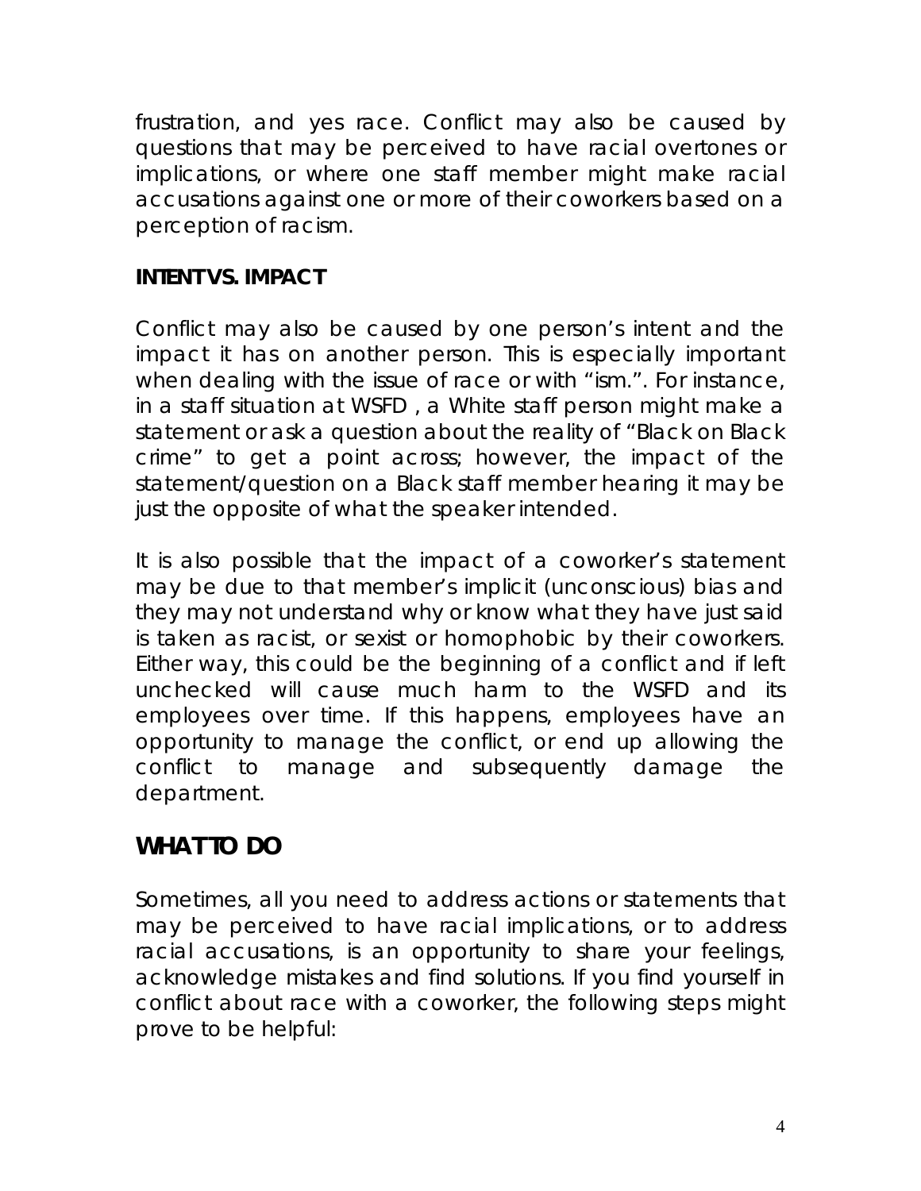frustration, and yes race. Conflict may also be caused by questions that may be perceived to have racial overtones or implications, or where one staff member might make racial accusations against one or more of their coworkers based on a perception of racism.

**INTENT VS. IMPACT**

Conflict may also be caused by one person's intent and the impact it has on another person. This is especially important when dealing with the issue of race or with "ism.". For instance, in a staff situation at WSFD , a White staff person might make a statement or ask a question about the reality of "Black on Black crime" to get a point across; however, the impact of the statement/question on a Black staff member hearing it may be just the opposite of what the speaker intended.

It is also possible that the impact of a coworker's statement may be due to that member's implicit (unconscious) bias and they may not understand why or know what they have just said is taken as racist, or sexist or homophobic by their coworkers. Either way, this could be the beginning of a conflict and if left unchecked will cause much harm to the WSFD and its employees over time. If this happens, employees have an opportunity to manage the conflict, or end up allowing the conflict to manage and subsequently damage the department.

## WHAT TO DO

Sometimes, all you need to address actions or statements that may be perceived to have racial implications, or to address racial accusations, is an opportunity to share your feelings, acknowledge mistakes and find solutions. If you find yourself in conflict about race with a coworker, the following steps might prove to be helpful: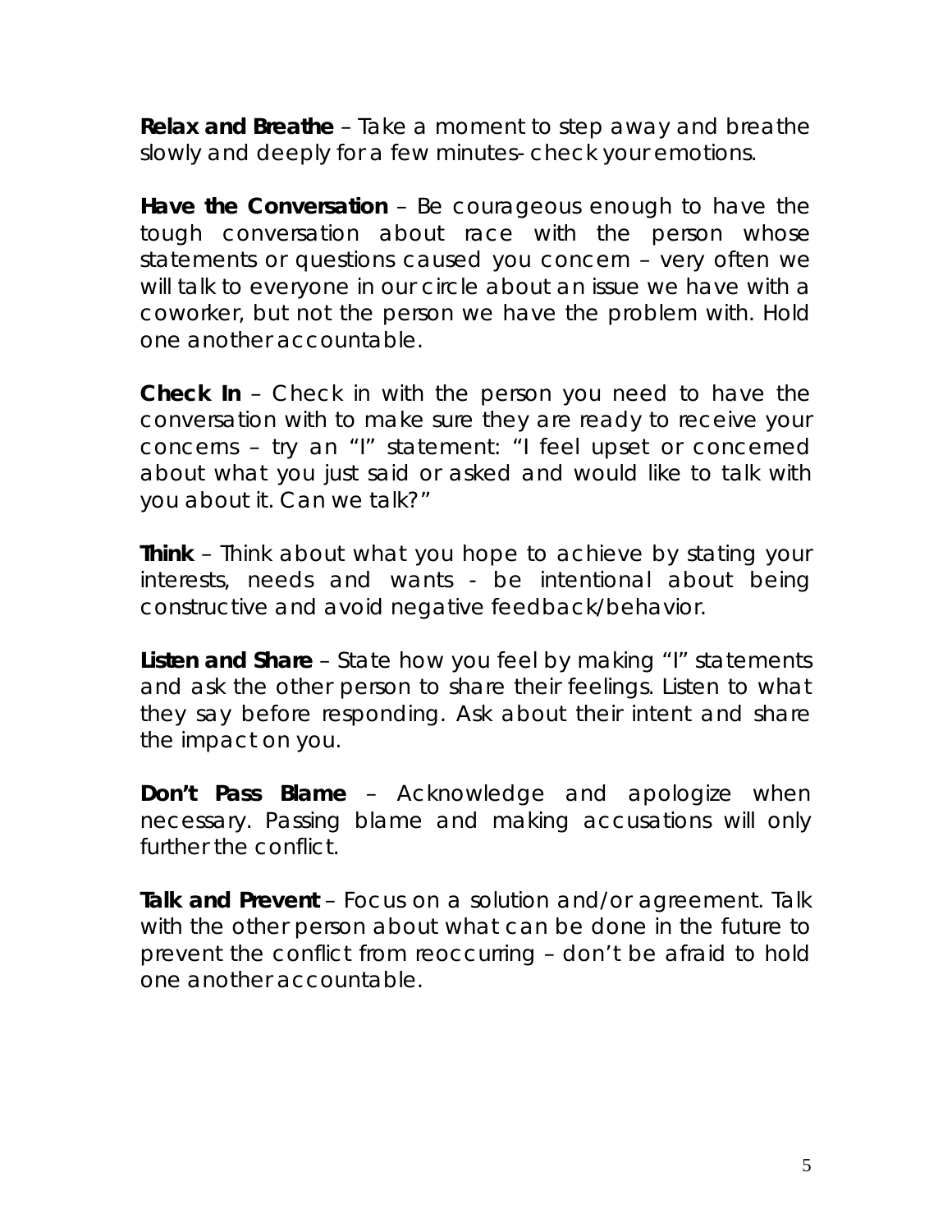**Relax and Breathe** – Take a moment to step away and breathe slowly and deeply for a few minutes- check your emotions.

**Have the Conversation** – Be courageous enough to have the tough conversation about race with the person whose statements or questions caused you concern – very often we will talk to everyone in our circle about an issue we have with a coworker, but not the person we have the problem with. Hold one another accountable.

**Check In** – Check in with the person you need to have the conversation with to make sure they are ready to receive your concerns – try an "I" statement: "I feel upset or concerned about what you just said or asked and would like to talk with you about it. Can we talk?"

**Think** – Think about what you hope to achieve by stating your interests, needs and wants - be intentional about being constructive and avoid negative feedback/behavior.

**Listen and Share** – State how you feel by making "I" statements and ask the other person to share their feelings. Listen to what they say before responding. Ask about their intent and share the impact on you.

**Don't Pass Blame** – Acknowledge and apologize when necessary. Passing blame and making accusations will only further the conflict.

**Talk and Prevent** – Focus on a solution and/or agreement. Talk with the other person about what can be done in the future to prevent the conflict from reoccurring – don't be afraid to hold one another accountable.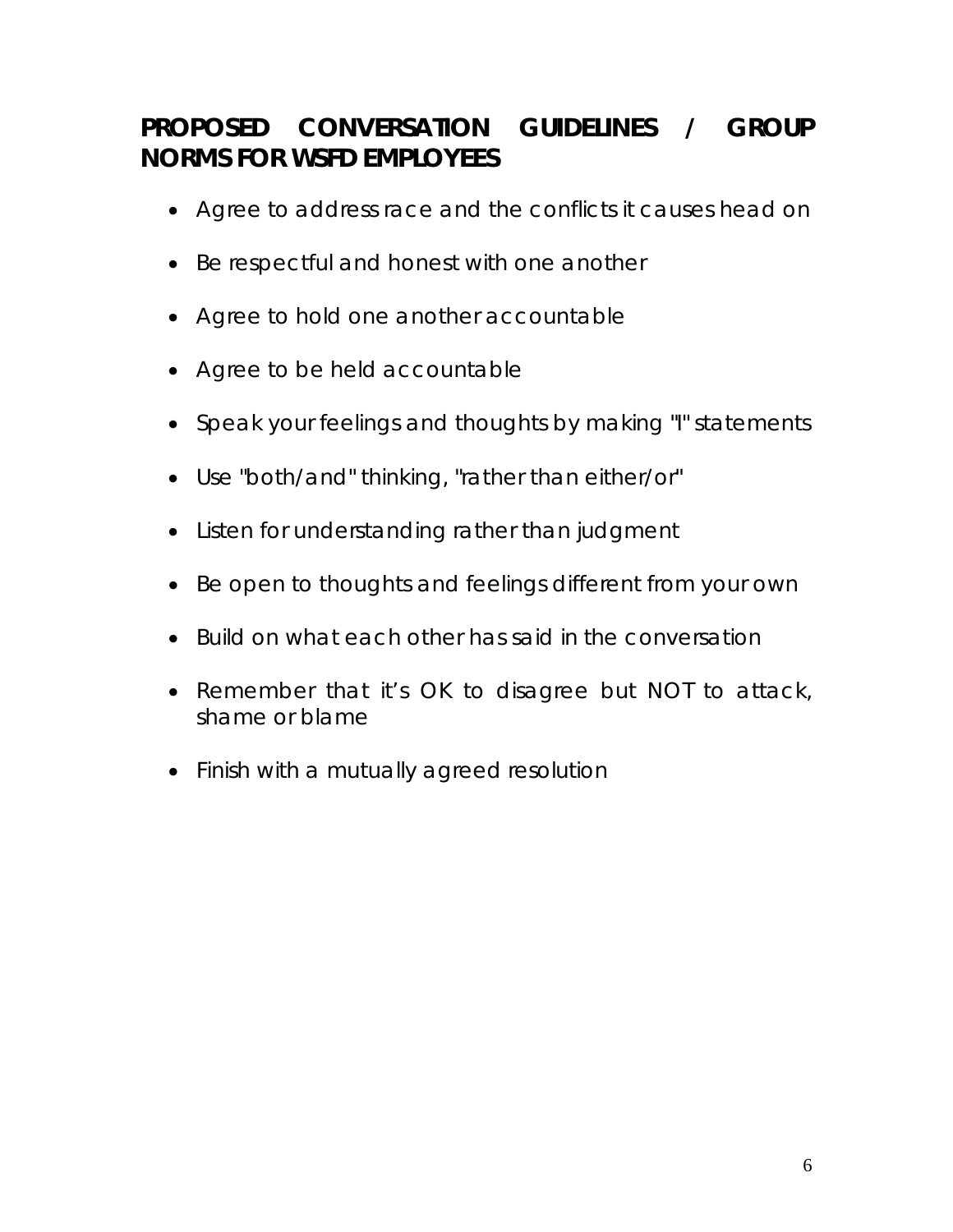## PROPOSED CONVERSATION GUIDELINES / GROUP NORMS FOR WSFD EMPLOYEES

- Agree to address race and the conflicts it causes head on
- Be respectful and honest with one another
- Agree to hold one another accountable
- Agree to be held accountable
- Speak your feelings and thoughts by making "I" statements
- Use "both/and" thinking, "rather than either/or"
- Listen for understanding rather than judgment
- Be open to thoughts and feelings different from your own
- Build on what each other has said in the conversation
- Remember that it's OK to disagree but NOT to attack, shame or blame
- Finish with a mutually agreed resolution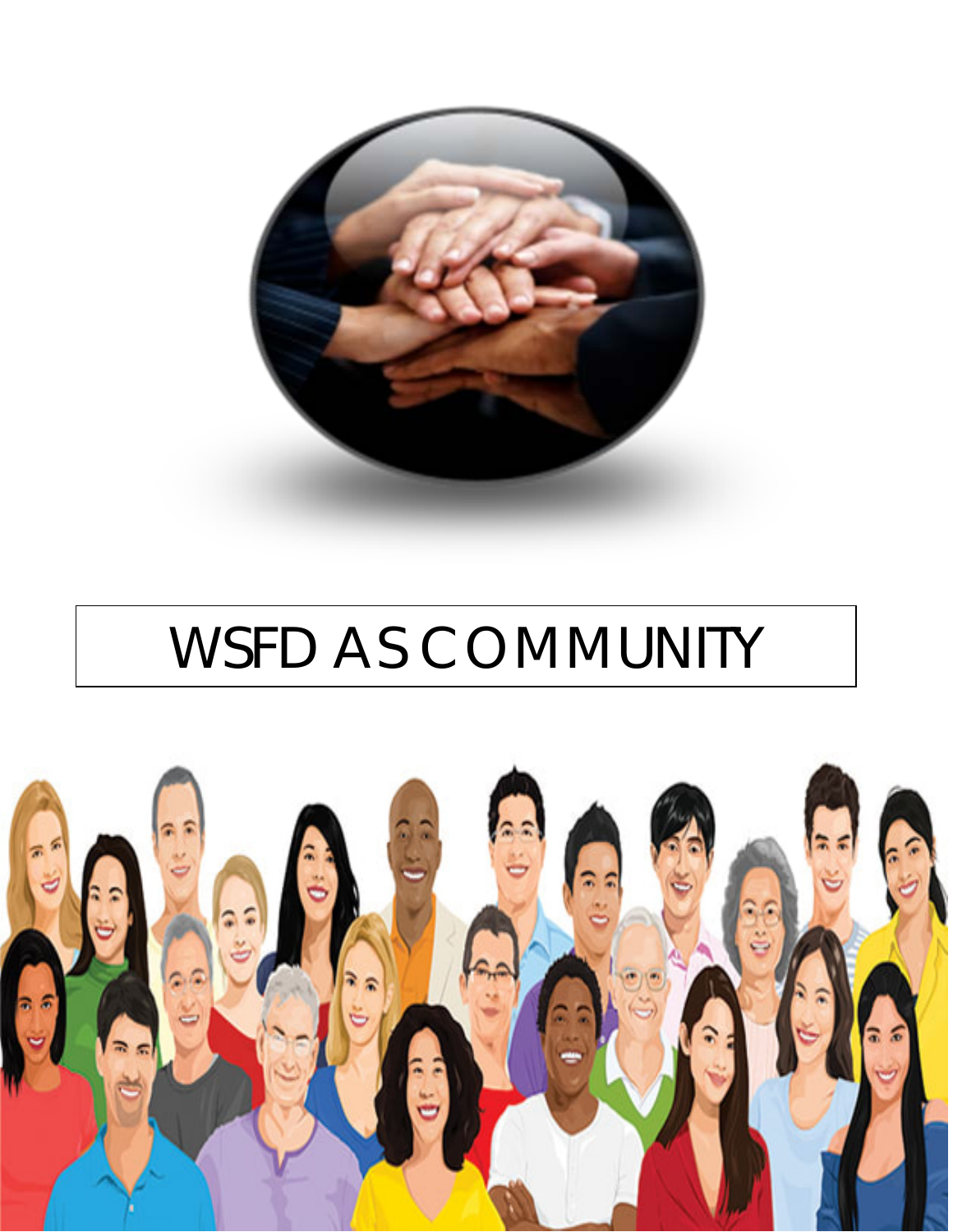# WSFD AS COMMUNITY